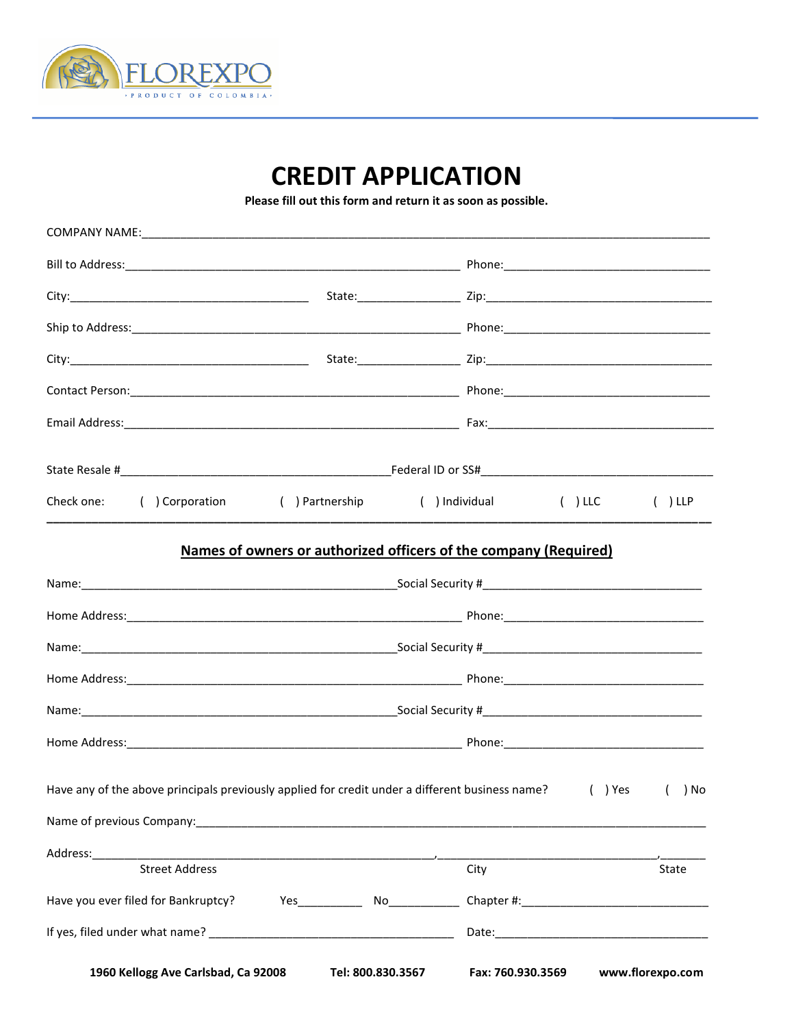FLOREXPO
PRODUCT OF COLOMBIA

# CREDIT APPLICATION

**Please fill out this form and return it as soon as possible.**

COMPANY NAME:___________________________________________________________________________

Bill to Address:_____________________________________________ Phone:____________________________

City:__________________________________ State:_______________ Zip:_________________________________

Ship to Address:____________________________________________ Phone:____________________________

City:__________________________________ State:_______________ Zip:_________________________________

Contact Person:____________________________________________ Phone:____________________________

Email Address:_____________________________________________ Fax:_______________________________

State Resale #_______________________________________ Federal ID or SS#_______________________________

Check one: ( ) Corporation ( ) Partnership ( ) Individual ( ) LLC ( ) LLP

## Names of owners or authorized officers of the company (Required)

Name:_____________________________________________ Social Security #_____________________________

Home Address:______________________________________________ Phone:____________________________

Name:_____________________________________________ Social Security #_____________________________

Home Address:______________________________________________ Phone:____________________________

Name:_____________________________________________ Social Security #_____________________________

Home Address:______________________________________________ Phone:____________________________

Have any of the above principals previously applied for credit under a different business name? ( ) Yes ( ) No

Name of previous Company:_________________________________________________________________________

Address:_____________________________________________,_______________________________,________
Street Address City State

Have you ever filed for Bankruptcy? Yes__________ No___________ Chapter #:____________________________

If yes, filed under what name? _____________________________________ Date:_______________________________

**1960 Kellogg Ave Carlsbad, Ca 92008** **Tel: 800.830.3567** **Fax: 760.930.3569** **www.florexpo.com**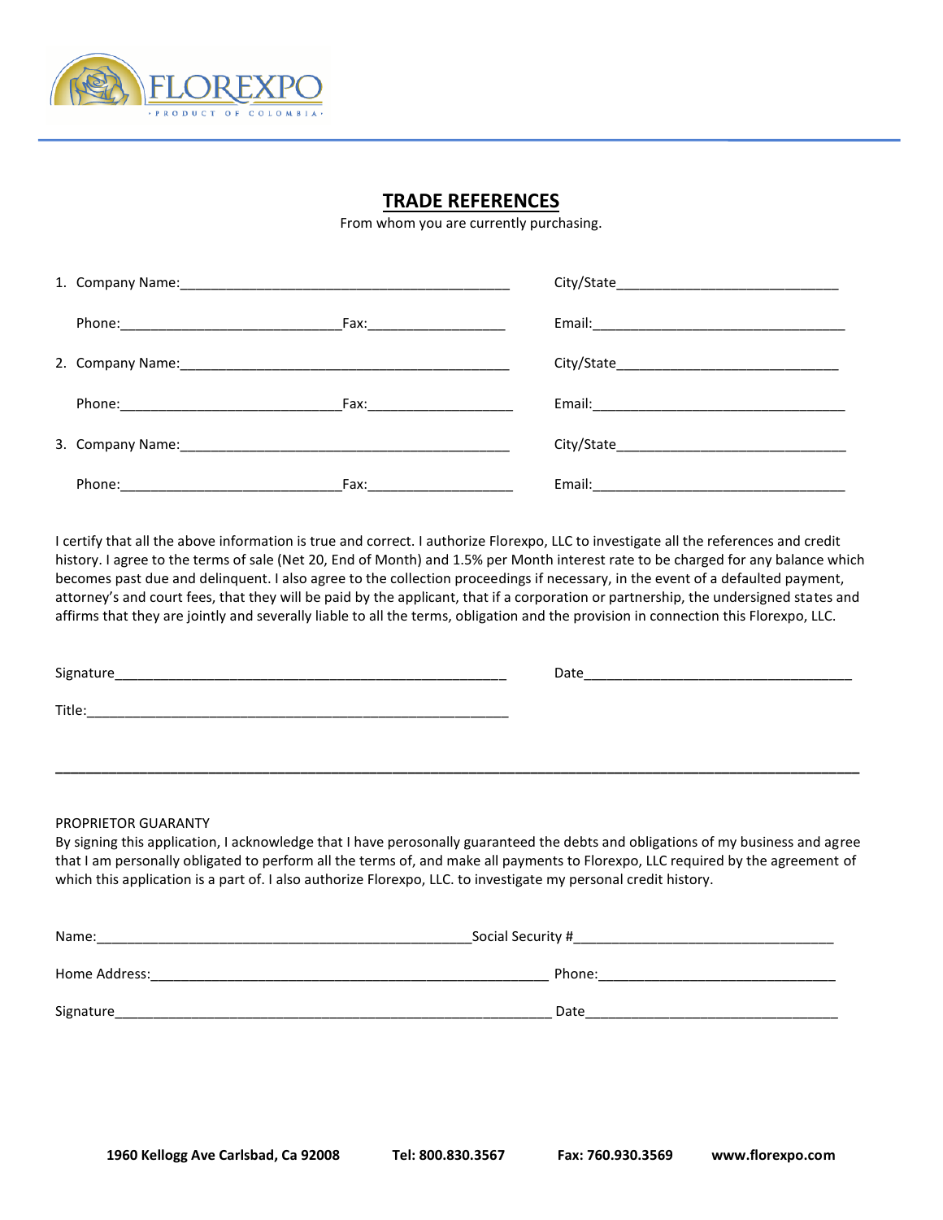FLOREXPO

· PRODUCT OF COLOMBIA ·

## TRADE REFERENCES

From whom you are currently purchasing.

1. Company Name:___________________________________________ City/State____________________________

   Phone:____________________________Fax:__________________ Email:_________________________________

2. Company Name:___________________________________________ City/State____________________________

   Phone:____________________________Fax:___________________ Email:_________________________________

3. Company Name:___________________________________________ City/State______________________________

   Phone:____________________________Fax:___________________ Email:_________________________________

I certify that all the above information is true and correct. I authorize Florexpo, LLC to investigate all the references and credit history. I agree to the terms of sale (Net 20, End of Month) and 1.5% per Month interest rate to be charged for any balance which becomes past due and delinquent. I also agree to the collection proceedings if necessary, in the event of a defaulted payment, attorney's and court fees, that they will be paid by the applicant, that if a corporation or partnership, the undersigned states and affirms that they are jointly and severally liable to all the terms, obligation and the provision in connection this Florexpo, LLC.

Signature____________________________________________________ Date___________________________________

Title:_______________________________________________________

---

PROPRIETOR GUARANTY

By signing this application, I acknowledge that I have perosonally guaranteed the debts and obligations of my business and agree that I am personally obligated to perform all the terms of, and make all payments to Florexpo, LLC required by the agreement of which this application is a part of. I also authorize Florexpo, LLC. to investigate my personal credit history.

Name:_________________________________________________Social Security #_________________________________

Home Address:____________________________________________________ Phone:_______________________________

Signature__________________________________________________________ Date________________________________

**1960 Kellogg Ave Carlsbad, Ca 92008 Tel: 800.830.3567 Fax: 760.930.3569 www.florexpo.com**